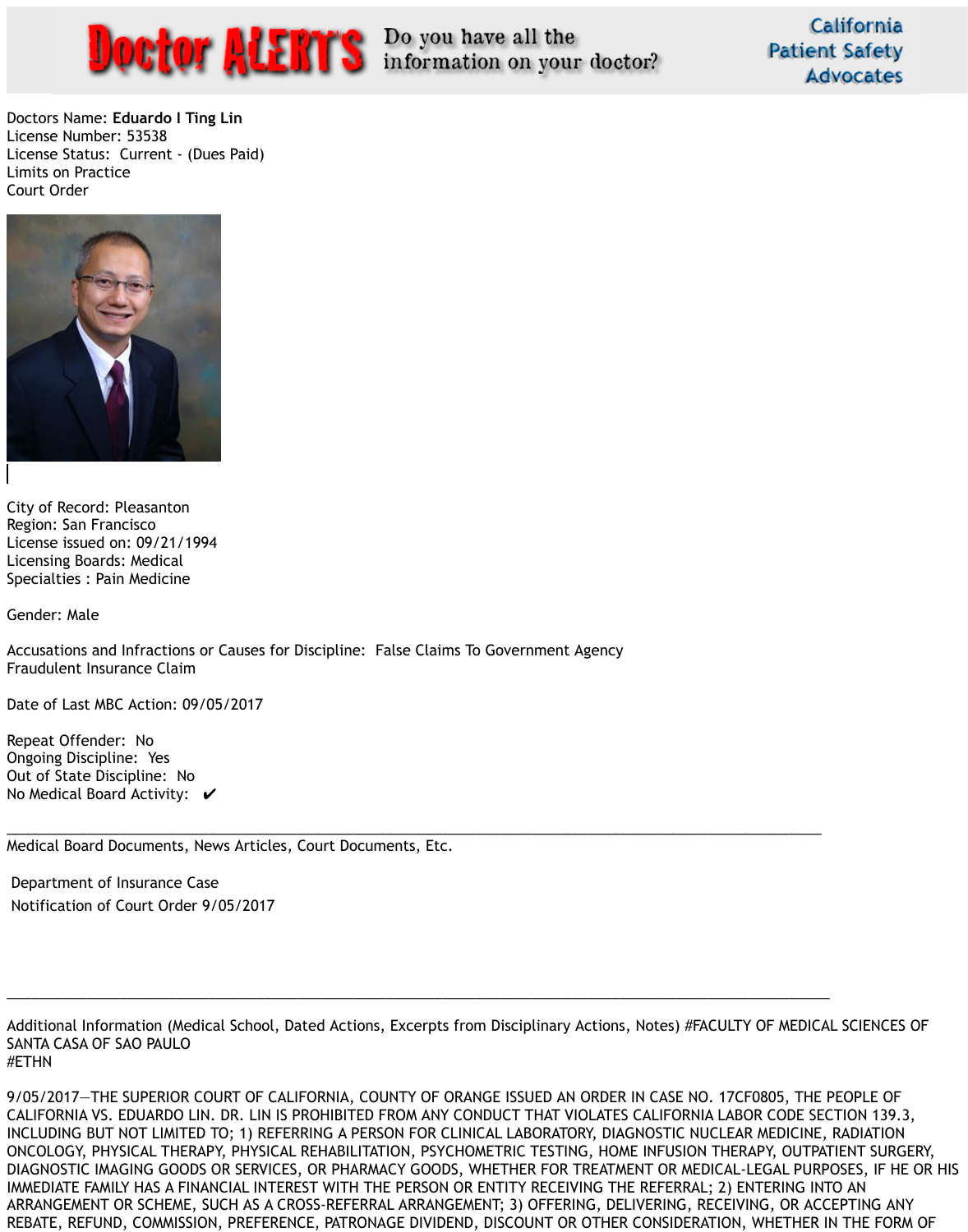Doctor ALERTS — Do you have all the information on your doctor? — California Patient Safety Advocates

Doctors Name: **Eduardo I Ting Lin**
License Number: 53538
License Status: Current - (Dues Paid)
Limits on Practice
Court Order

City of Record: Pleasanton
Region: San Francisco
License issued on: 09/21/1994
Licensing Boards: Medical
Specialties : Pain Medicine

Gender: Male

Accusations and Infractions or Causes for Discipline: False Claims To Government Agency
Fraudulent Insurance Claim

Date of Last MBC Action: 09/05/2017

Repeat Offender: No
Ongoing Discipline: Yes
Out of State Discipline: No
No Medical Board Activity: ✔

---

Medical Board Documents, News Articles, Court Documents, Etc.

Department of Insurance Case
Notification of Court Order 9/05/2017

---

Additional Information (Medical School, Dated Actions, Excerpts from Disciplinary Actions, Notes) #FACULTY OF MEDICAL SCIENCES OF SANTA CASA OF SAO PAULO
#ETHN

9/05/2017—THE SUPERIOR COURT OF CALIFORNIA, COUNTY OF ORANGE ISSUED AN ORDER IN CASE NO. 17CF0805, THE PEOPLE OF CALIFORNIA VS. EDUARDO LIN. DR. LIN IS PROHIBITED FROM ANY CONDUCT THAT VIOLATES CALIFORNIA LABOR CODE SECTION 139.3, INCLUDING BUT NOT LIMITED TO; 1) REFERRING A PERSON FOR CLINICAL LABORATORY, DIAGNOSTIC NUCLEAR MEDICINE, RADIATION ONCOLOGY, PHYSICAL THERAPY, PHYSICAL REHABILITATION, PSYCHOMETRIC TESTING, HOME INFUSION THERAPY, OUTPATIENT SURGERY, DIAGNOSTIC IMAGING GOODS OR SERVICES, OR PHARMACY GOODS, WHETHER FOR TREATMENT OR MEDICAL-LEGAL PURPOSES, IF HE OR HIS IMMEDIATE FAMILY HAS A FINANCIAL INTEREST WITH THE PERSON OR ENTITY RECEIVING THE REFERRAL; 2) ENTERING INTO AN ARRANGEMENT OR SCHEME, SUCH AS A CROSS-REFERRAL ARRANGEMENT; 3) OFFERING, DELIVERING, RECEIVING, OR ACCEPTING ANY REBATE, REFUND, COMMISSION, PREFERENCE, PATRONAGE DIVIDEND, DISCOUNT OR OTHER CONSIDERATION, WHETHER IN THE FORM OF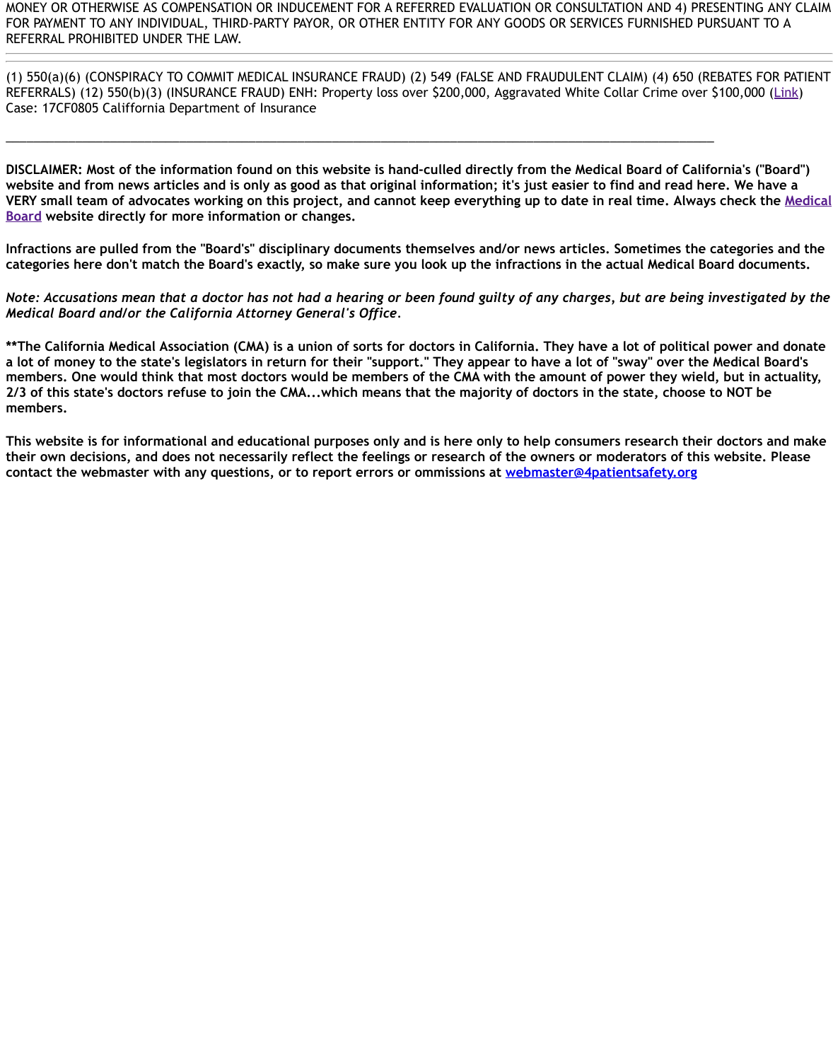MONEY OR OTHERWISE AS COMPENSATION OR INDUCEMENT FOR A REFERRED EVALUATION OR CONSULTATION AND 4) PRESENTING ANY CLAIM FOR PAYMENT TO ANY INDIVIDUAL, THIRD-PARTY PAYOR, OR OTHER ENTITY FOR ANY GOODS OR SERVICES FURNISHED PURSUANT TO A REFERRAL PROHIBITED UNDER THE LAW.

---

(1) 550(a)(6) (CONSPIRACY TO COMMIT MEDICAL INSURANCE FRAUD) (2) 549 (FALSE AND FRAUDULENT CLAIM) (4) 650 (REBATES FOR PATIENT REFERRALS) (12) 550(b)(3) (INSURANCE FRAUD) ENH: Property loss over $200,000, Aggravated White Collar Crime over $100,000 (Link)
Case: 17CF0805 Califfornia Department of Insurance

---

**DISCLAIMER: Most of the information found on this website is hand-culled directly from the Medical Board of California's ("Board") website and from news articles and is only as good as that original information; it's just easier to find and read here. We have a VERY small team of advocates working on this project, and cannot keep everything up to date in real time. Always check the Medical Board website directly for more information or changes.**

**Infractions are pulled from the "Board's" disciplinary documents themselves and/or news articles. Sometimes the categories and the categories here don't match the Board's exactly, so make sure you look up the infractions in the actual Medical Board documents.**

***Note: Accusations mean that a doctor has not had a hearing or been found guilty of any charges, but are being investigated by the Medical Board and/or the California Attorney General's Office.***

**\*\*The California Medical Association (CMA) is a union of sorts for doctors in California. They have a lot of political power and donate a lot of money to the state's legislators in return for their "support." They appear to have a lot of "sway" over the Medical Board's members. One would think that most doctors would be members of the CMA with the amount of power they wield, but in actuality, 2/3 of this state's doctors refuse to join the CMA...which means that the majority of doctors in the state, choose to NOT be members.**

**This website is for informational and educational purposes only and is here only to help consumers research their doctors and make their own decisions, and does not necessarily reflect the feelings or research of the owners or moderators of this website. Please contact the webmaster with any questions, or to report errors or ommissions at webmaster@4patientsafety.org**